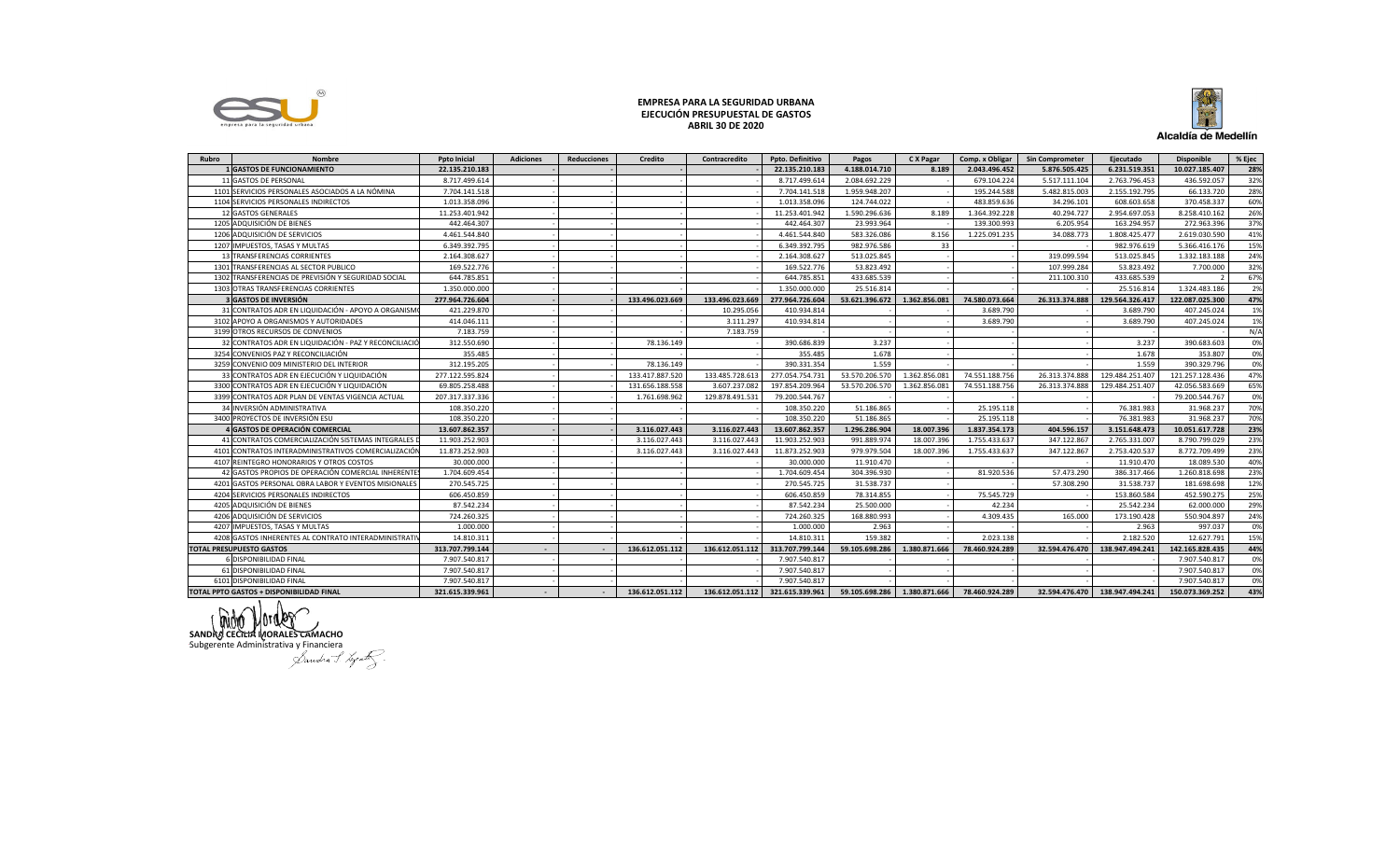# EMPRESA PARA LA SEGURIDAD URBANA
## EJECUCIÓN PRESUPUESTAL DE GASTOS
### ABRIL 30 DE 2020

Alcaldía de Medellín

| Rubro | Nombre | Ppto Inicial | Adiciones | Reducciones | Credito | Contracredito | Ppto. Definitivo | Pagos | C X Pagar | Comp. x Obligar | Sin Comprometer | Ejecutado | Disponible | % Ejec |
|---|---|---|---|---|---|---|---|---|---|---|---|---|---|---|
| 1 | **GASTOS DE FUNCIONAMIENTO** | **22.135.210.183** | **-** | **-** | **-** | **-** | **22.135.210.183** | **4.188.014.710** | **8.189** | **2.043.496.452** | **5.876.505.425** | **6.231.519.351** | **10.027.185.407** | **28%** |
| 11 | GASTOS DE PERSONAL | 8.717.499.614 | - | - | - | - | 8.717.499.614 | 2.084.692.229 | - | 679.104.224 | 5.517.111.104 | 2.763.796.453 | 436.592.057 | 32% |
| 1101 | SERVICIOS PERSONALES ASOCIADOS A LA NÓMINA | 7.704.141.518 | - | - | - | - | 7.704.141.518 | 1.959.948.207 | - | 195.244.588 | 5.482.815.003 | 2.155.192.795 | 66.133.720 | 28% |
| 1104 | SERVICIOS PERSONALES INDIRECTOS | 1.013.358.096 | - | - | - | - | 1.013.358.096 | 124.744.022 | - | 483.859.636 | 34.296.101 | 608.603.658 | 370.458.337 | 60% |
| 12 | GASTOS GENERALES | 11.253.401.942 | - | - | - | - | 11.253.401.942 | 1.590.296.636 | 8.189 | 1.364.392.228 | 40.294.727 | 2.954.697.053 | 8.258.410.162 | 26% |
| 1205 | ADQUISICIÓN DE BIENES | 442.464.307 | - | - | - | - | 442.464.307 | 23.993.964 | - | 139.300.993 | 6.205.954 | 163.294.957 | 272.963.396 | 37% |
| 1206 | ADQUISICIÓN DE SERVICIOS | 4.461.544.840 | - | - | - | - | 4.461.544.840 | 583.326.086 | 8.156 | 1.225.091.235 | 34.088.773 | 1.808.425.477 | 2.619.030.590 | 41% |
| 1207 | IMPUESTOS, TASAS Y MULTAS | 6.349.392.795 | - | - | - | - | 6.349.392.795 | 982.976.586 | 33 | - | - | 982.976.619 | 5.366.416.176 | 15% |
| 13 | TRANSFERENCIAS CORRIENTES | 2.164.308.627 | - | - | - | - | 2.164.308.627 | 513.025.845 | - | - | 319.099.594 | 513.025.845 | 1.332.183.188 | 24% |
| 1301 | TRANSFERENCIAS AL SECTOR PUBLICO | 169.522.776 | - | - | - | - | 169.522.776 | 53.823.492 | - | - | 107.999.284 | 53.823.492 | 7.700.000 | 32% |
| 1302 | TRANSFERENCIAS DE PREVISIÓN Y SEGURIDAD SOCIAL | 644.785.851 | - | - | - | - | 644.785.851 | 433.685.539 | - | - | 211.100.310 | 433.685.539 | 2 | 67% |
| 1303 | OTRAS TRANSFERENCIAS CORRIENTES | 1.350.000.000 | - | - | - | - | 1.350.000.000 | 25.516.814 | - | - | - | 25.516.814 | 1.324.483.186 | 2% |
| 3 | **GASTOS DE INVERSIÓN** | **277.964.726.604** | **-** | **-** | **133.496.023.669** | **133.496.023.669** | **277.964.726.604** | **53.621.396.672** | **1.362.856.081** | **74.580.073.664** | **26.313.374.888** | **129.564.326.417** | **122.087.025.300** | **47%** |
| 31 | CONTRATOS ADR EN LIQUIDACIÓN - APOYO A ORGANISMO | 421.229.870 | - | - | - | 10.295.056 | 410.934.814 | - | - | 3.689.790 | - | 3.689.790 | 407.245.024 | 1% |
| 3102 | APOYO A ORGANISMOS Y AUTORIDADES | 414.046.111 | - | - | - | 3.111.297 | 410.934.814 | - | - | 3.689.790 | - | 3.689.790 | 407.245.024 | 1% |
| 3199 | OTROS RECURSOS DE CONVENIOS | 7.183.759 | - | - | - | 7.183.759 | - | - | - | - | - | - | - | N/A |
| 32 | CONTRATOS ADR EN LIQUIDACIÓN - PAZ Y RECONCILIACIÓ | 312.550.690 | - | - | 78.136.149 | - | 390.686.839 | 3.237 | - | - | - | 3.237 | 390.683.603 | 0% |
| 3254 | CONVENIOS PAZ Y RECONCILIACIÓN | 355.485 | - | - | - | - | 355.485 | 1.678 | - | - | - | 1.678 | 353.807 | 0% |
| 3259 | CONVENIO 009 MINISTERIO DEL INTERIOR | 312.195.205 | - | - | 78.136.149 | - | 390.331.354 | 1.559 | - | - | - | 1.559 | 390.329.796 | 0% |
| 33 | CONTRATOS ADR EN EJECUCIÓN Y LIQUIDACIÓN | 277.122.595.824 | - | - | 133.417.887.520 | 133.485.728.613 | 277.054.754.731 | 53.570.206.570 | 1.362.856.081 | 74.551.188.756 | 26.313.374.888 | 129.484.251.407 | 121.257.128.436 | 47% |
| 3300 | CONTRATOS ADR EN EJECUCIÓN Y LIQUIDACIÓN | 69.805.258.488 | - | - | 131.656.188.558 | 3.607.237.082 | 197.854.209.964 | 53.570.206.570 | 1.362.856.081 | 74.551.188.756 | 26.313.374.888 | 129.484.251.407 | 42.056.583.669 | 65% |
| 3399 | CONTRATOS ADR PLAN DE VENTAS VIGENCIA ACTUAL | 207.317.337.336 | - | - | 1.761.698.962 | 129.878.491.531 | 79.200.544.767 | - | - | - | - | - | 79.200.544.767 | 0% |
| 34 | INVERSIÓN ADMINISTRATIVA | 108.350.220 | - | - | - | - | 108.350.220 | 51.186.865 | - | 25.195.118 | - | 76.381.983 | 31.968.237 | 70% |
| 3400 | PROYECTOS DE INVERSIÓN ESU | 108.350.220 | - | - | - | - | 108.350.220 | 51.186.865 | - | 25.195.118 | - | 76.381.983 | 31.968.237 | 70% |
| 4 | **GASTOS DE OPERACIÓN COMERCIAL** | **13.607.862.357** | **-** | **-** | **3.116.027.443** | **3.116.027.443** | **13.607.862.357** | **1.296.286.904** | **18.007.396** | **1.837.354.173** | **404.596.157** | **3.151.648.473** | **10.051.617.728** | **23%** |
| 41 | CONTRATOS COMERCIALIZACIÓN SISTEMAS INTEGRALES D | 11.903.252.903 | - | - | 3.116.027.443 | 3.116.027.443 | 11.903.252.903 | 991.889.974 | 18.007.396 | 1.755.433.637 | 347.122.867 | 2.765.331.007 | 8.790.799.029 | 23% |
| 4101 | CONTRATOS INTERADMINISTRATIVOS COMERCIALIZACIÓN | 11.873.252.903 | - | - | 3.116.027.443 | 3.116.027.443 | 11.873.252.903 | 979.979.504 | 18.007.396 | 1.755.433.637 | 347.122.867 | 2.753.420.537 | 8.772.709.499 | 23% |
| 4107 | REINTEGRO HONORARIOS Y OTROS COSTOS | 30.000.000 | - | - | - | - | 30.000.000 | 11.910.470 | - | - | - | 11.910.470 | 18.089.530 | 40% |
| 42 | GASTOS PROPIOS DE OPERACIÓN COMERCIAL INHERENTES | 1.704.609.454 | - | - | - | - | 1.704.609.454 | 304.396.930 | - | 81.920.536 | 57.473.290 | 386.317.466 | 1.260.818.698 | 23% |
| 4201 | GASTOS PERSONAL OBRA LABOR Y EVENTOS MISIONALES | 270.545.725 | - | - | - | - | 270.545.725 | 31.538.737 | - | - | 57.308.290 | 31.538.737 | 181.698.698 | 12% |
| 4204 | SERVICIOS PERSONALES INDIRECTOS | 606.450.859 | - | - | - | - | 606.450.859 | 78.314.855 | - | 75.545.729 | - | 153.860.584 | 452.590.275 | 25% |
| 4205 | ADQUISICIÓN DE BIENES | 87.542.234 | - | - | - | - | 87.542.234 | 25.500.000 | - | 42.234 | - | 25.542.234 | 62.000.000 | 29% |
| 4206 | ADQUISICIÓN DE SERVICIOS | 724.260.325 | - | - | - | - | 724.260.325 | 168.880.993 | - | 4.309.435 | 165.000 | 173.190.428 | 550.904.897 | 24% |
| 4207 | IMPUESTOS, TASAS Y MULTAS | 1.000.000 | - | - | - | - | 1.000.000 | 2.963 | - | - | - | 2.963 | 997.037 | 0% |
| 4208 | GASTOS INHERENTES AL CONTRATO INTERADMINISTRATIV | 14.810.311 | - | - | - | - | 14.810.311 | 159.382 | - | 2.023.138 | - | 2.182.520 | 12.627.791 | 15% |
| **TOTAL PRESUPUESTO GASTOS** | | **313.707.799.144** | **-** | **-** | **136.612.051.112** | **136.612.051.112** | **313.707.799.144** | **59.105.698.286** | **1.380.871.666** | **78.460.924.289** | **32.594.476.470** | **138.947.494.241** | **142.165.828.435** | **44%** |
| 6 | DISPONIBILIDAD FINAL | 7.907.540.817 | - | - | - | - | 7.907.540.817 | - | - | - | - | - | 7.907.540.817 | 0% |
| 61 | DISPONIBILIDAD FINAL | 7.907.540.817 | - | - | - | - | 7.907.540.817 | - | - | - | - | - | 7.907.540.817 | 0% |
| 6101 | DISPONIBILIDAD FINAL | 7.907.540.817 | - | - | - | - | 7.907.540.817 | - | - | - | - | - | 7.907.540.817 | 0% |
| **TOTAL PPTO GASTOS + DISPONIBILIDAD FINAL** | | **321.615.339.961** | **-** | **-** | **136.612.051.112** | **136.612.051.112** | **321.615.339.961** | **59.105.698.286** | **1.380.871.666** | **78.460.924.289** | **32.594.476.470** | **138.947.494.241** | **150.073.369.252** | **43%** |

**SANDRA CECILIA MORALES CAMACHO**
Subgerente Administrativa y Financiera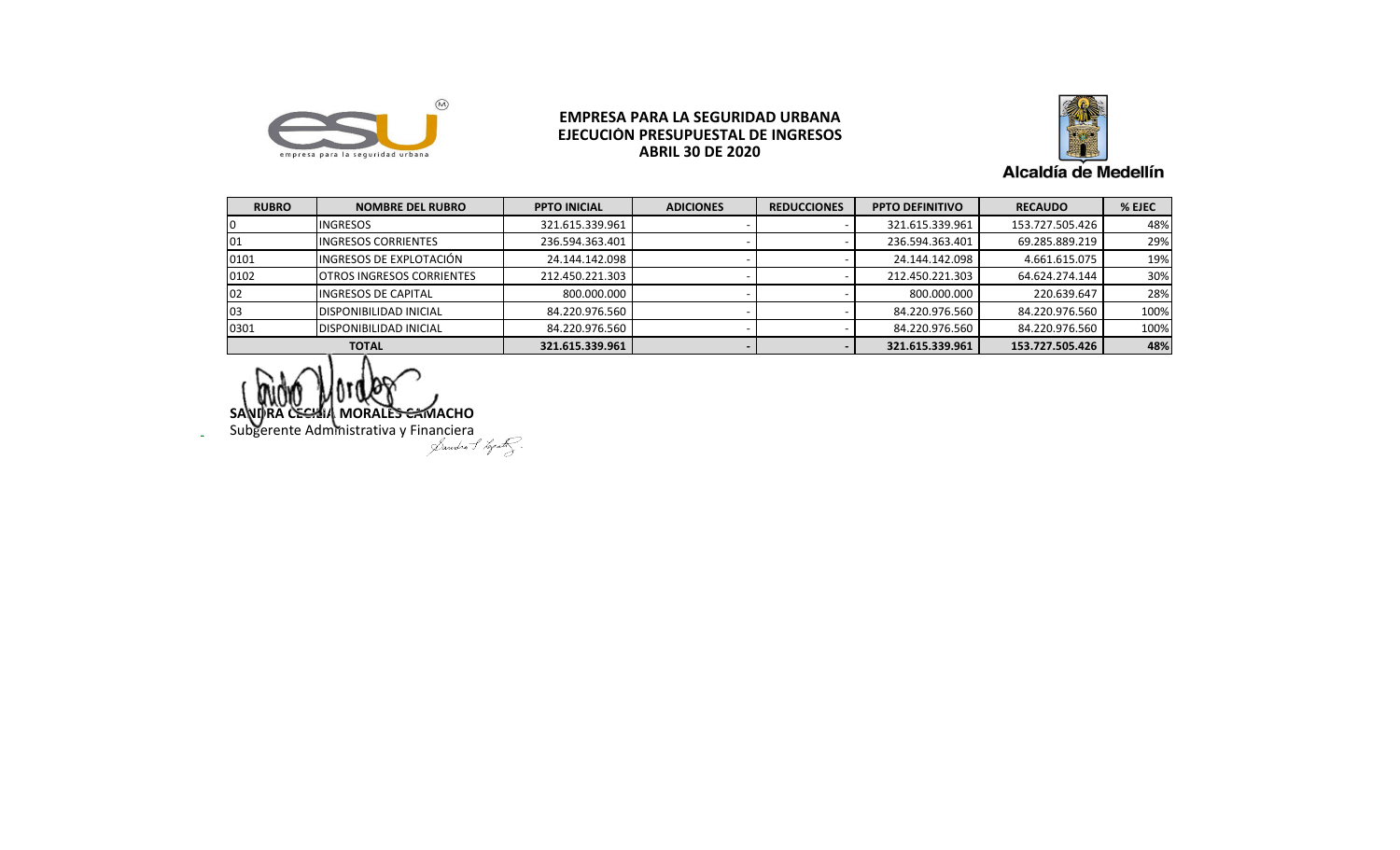**EMPRESA PARA LA SEGURIDAD URBANA**
**EJECUCIÓN PRESUPUESTAL DE INGRESOS**
**ABRIL 30 DE 2020**

Alcaldía de Medellín

| RUBRO | NOMBRE DEL RUBRO | PPTO INICIAL | ADICIONES | REDUCCIONES | PPTO DEFINITIVO | RECAUDO | % EJEC |
|---|---|---|---|---|---|---|---|
| 0 | INGRESOS | 321.615.339.961 | - | - | 321.615.339.961 | 153.727.505.426 | 48% |
| 01 | INGRESOS CORRIENTES | 236.594.363.401 | - | - | 236.594.363.401 | 69.285.889.219 | 29% |
| 0101 | INGRESOS DE EXPLOTACIÓN | 24.144.142.098 | - | - | 24.144.142.098 | 4.661.615.075 | 19% |
| 0102 | OTROS INGRESOS CORRIENTES | 212.450.221.303 | - | - | 212.450.221.303 | 64.624.274.144 | 30% |
| 02 | INGRESOS DE CAPITAL | 800.000.000 | - | - | 800.000.000 | 220.639.647 | 28% |
| 03 | DISPONIBILIDAD INICIAL | 84.220.976.560 | - | - | 84.220.976.560 | 84.220.976.560 | 100% |
| 0301 | DISPONIBILIDAD INICIAL | 84.220.976.560 | - | - | 84.220.976.560 | 84.220.976.560 | 100% |
| **TOTAL** | | **321.615.339.961** | **-** | **-** | **321.615.339.961** | **153.727.505.426** | **48%** |

**SANDRA CECILIA MORALES CAMACHO**
Subgerente Administrativa y Financiera